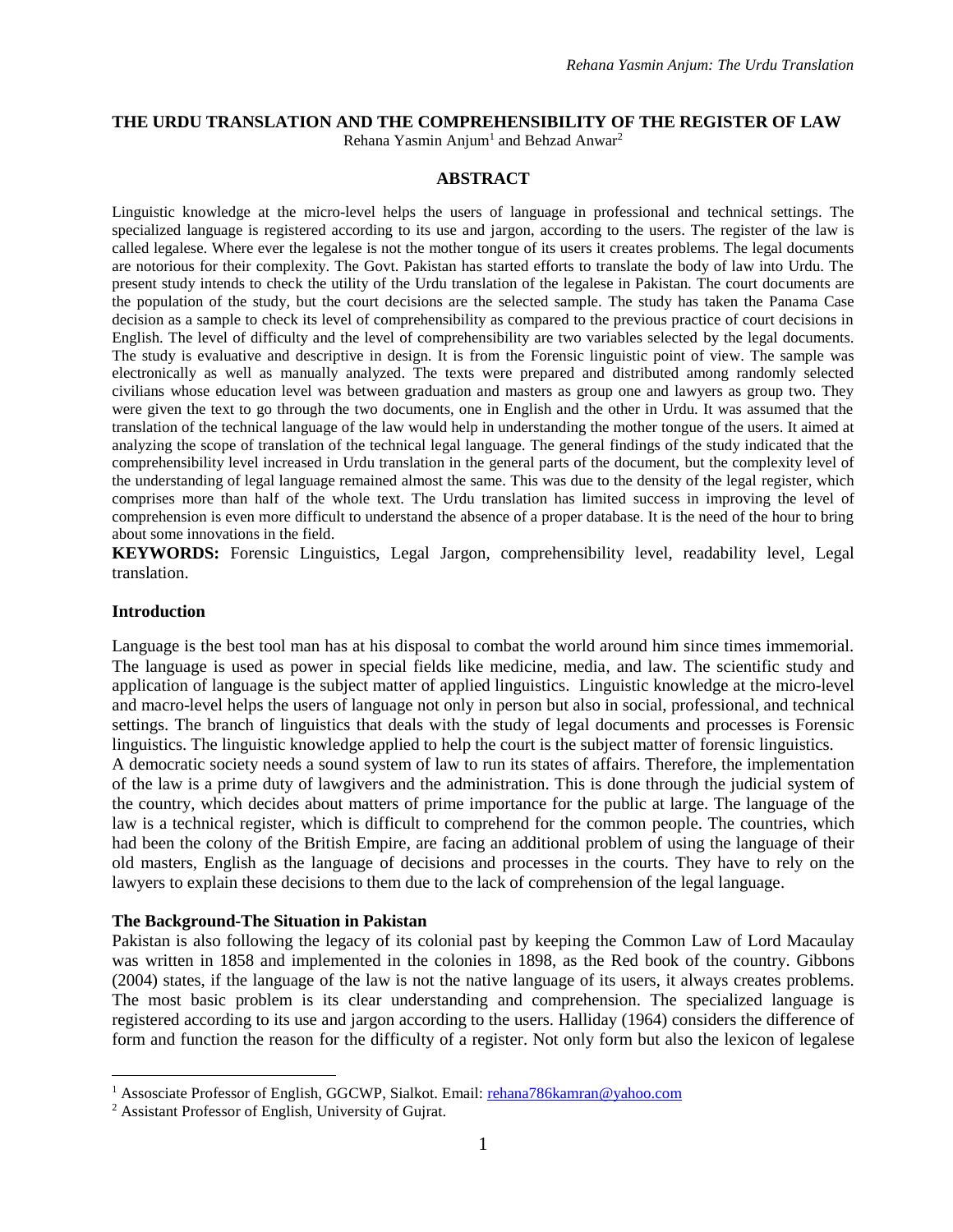# THE URDU TRANSLATION AND THE COMPREHENSIBILITY OF THE REGISTER OF LAW

Rehana Yasmin Anjum[1] and Behzad Anwar[2]

## ABSTRACT

Linguistic knowledge at the micro-level helps the users of language in professional and technical settings. The specialized language is registered according to its use and jargon, according to the users. The register of the law is called legalese. Where ever the legalese is not the mother tongue of its users it creates problems. The legal documents are notorious for their complexity. The Govt. Pakistan has started efforts to translate the body of law into Urdu. The present study intends to check the utility of the Urdu translation of the legalese in Pakistan. The court documents are the population of the study, but the court decisions are the selected sample. The study has taken the Panama Case decision as a sample to check its level of comprehensibility as compared to the previous practice of court decisions in English. The level of difficulty and the level of comprehensibility are two variables selected by the legal documents. The study is evaluative and descriptive in design. It is from the Forensic linguistic point of view. The sample was electronically as well as manually analyzed. The texts were prepared and distributed among randomly selected civilians whose education level was between graduation and masters as group one and lawyers as group two. They were given the text to go through the two documents, one in English and the other in Urdu. It was assumed that the translation of the technical language of the law would help in understanding the mother tongue of the users. It aimed at analyzing the scope of translation of the technical legal language. The general findings of the study indicated that the comprehensibility level increased in Urdu translation in the general parts of the document, but the complexity level of the understanding of legal language remained almost the same. This was due to the density of the legal register, which comprises more than half of the whole text. The Urdu translation has limited success in improving the level of comprehension is even more difficult to understand the absence of a proper database. It is the need of the hour to bring about some innovations in the field.

**KEYWORDS:** Forensic Linguistics, Legal Jargon, comprehensibility level, readability level, Legal translation.

## Introduction

Language is the best tool man has at his disposal to combat the world around him since times immemorial. The language is used as power in special fields like medicine, media, and law. The scientific study and application of language is the subject matter of applied linguistics. Linguistic knowledge at the micro-level and macro-level helps the users of language not only in person but also in social, professional, and technical settings. The branch of linguistics that deals with the study of legal documents and processes is Forensic linguistics. The linguistic knowledge applied to help the court is the subject matter of forensic linguistics.

A democratic society needs a sound system of law to run its states of affairs. Therefore, the implementation of the law is a prime duty of lawgivers and the administration. This is done through the judicial system of the country, which decides about matters of prime importance for the public at large. The language of the law is a technical register, which is difficult to comprehend for the common people. The countries, which had been the colony of the British Empire, are facing an additional problem of using the language of their old masters, English as the language of decisions and processes in the courts. They have to rely on the lawyers to explain these decisions to them due to the lack of comprehension of the legal language.

### The Background-The Situation in Pakistan

Pakistan is also following the legacy of its colonial past by keeping the Common Law of Lord Macaulay was written in 1858 and implemented in the colonies in 1898, as the Red book of the country. Gibbons (2004) states, if the language of the law is not the native language of its users, it always creates problems. The most basic problem is its clear understanding and comprehension. The specialized language is registered according to its use and jargon according to the users. Halliday (1964) considers the difference of form and function the reason for the difficulty of a register. Not only form but also the lexicon of legalese

---

[1] Assosciate Professor of English, GGCWP, Sialkot. Email: rehana786kamran@yahoo.com

[2] Assistant Professor of English, University of Gujrat.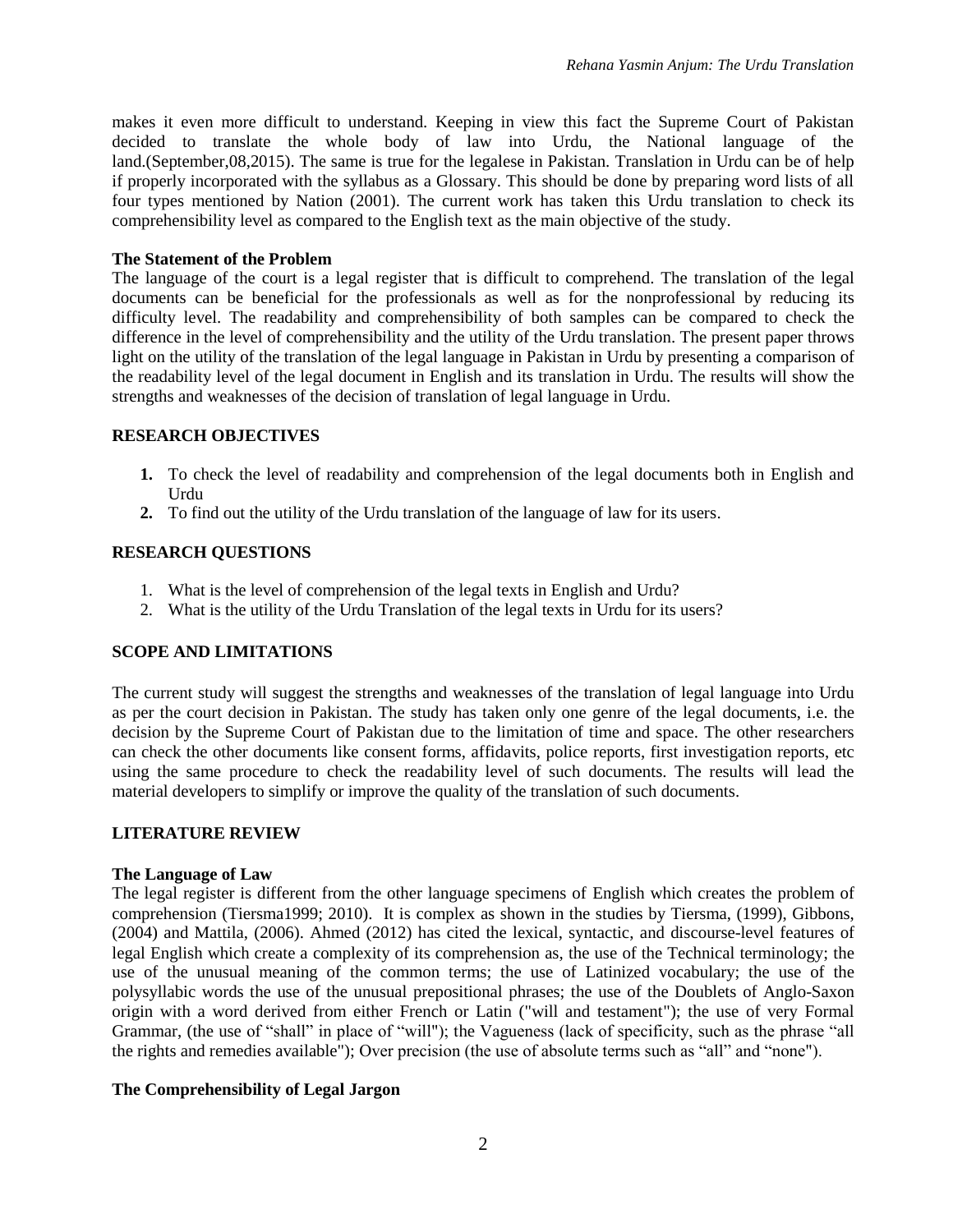makes it even more difficult to understand. Keeping in view this fact the Supreme Court of Pakistan decided to translate the whole body of law into Urdu, the National language of the land.(September,08,2015). The same is true for the legalese in Pakistan. Translation in Urdu can be of help if properly incorporated with the syllabus as a Glossary. This should be done by preparing word lists of all four types mentioned by Nation (2001). The current work has taken this Urdu translation to check its comprehensibility level as compared to the English text as the main objective of the study.

### The Statement of the Problem

The language of the court is a legal register that is difficult to comprehend. The translation of the legal documents can be beneficial for the professionals as well as for the nonprofessional by reducing its difficulty level. The readability and comprehensibility of both samples can be compared to check the difference in the level of comprehensibility and the utility of the Urdu translation. The present paper throws light on the utility of the translation of the legal language in Pakistan in Urdu by presenting a comparison of the readability level of the legal document in English and its translation in Urdu. The results will show the strengths and weaknesses of the decision of translation of legal language in Urdu.

## RESEARCH OBJECTIVES

1. To check the level of readability and comprehension of the legal documents both in English and Urdu
2. To find out the utility of the Urdu translation of the language of law for its users.

## RESEARCH QUESTIONS

1. What is the level of comprehension of the legal texts in English and Urdu?
2. What is the utility of the Urdu Translation of the legal texts in Urdu for its users?

## SCOPE AND LIMITATIONS

The current study will suggest the strengths and weaknesses of the translation of legal language into Urdu as per the court decision in Pakistan. The study has taken only one genre of the legal documents, i.e. the decision by the Supreme Court of Pakistan due to the limitation of time and space. The other researchers can check the other documents like consent forms, affidavits, police reports, first investigation reports, etc using the same procedure to check the readability level of such documents. The results will lead the material developers to simplify or improve the quality of the translation of such documents.

## LITERATURE REVIEW

### The Language of Law

The legal register is different from the other language specimens of English which creates the problem of comprehension (Tiersma1999; 2010). It is complex as shown in the studies by Tiersma, (1999), Gibbons, (2004) and Mattila, (2006). Ahmed (2012) has cited the lexical, syntactic, and discourse-level features of legal English which create a complexity of its comprehension as, the use of the Technical terminology; the use of the unusual meaning of the common terms; the use of Latinized vocabulary; the use of the polysyllabic words the use of the unusual prepositional phrases; the use of the Doublets of Anglo-Saxon origin with a word derived from either French or Latin ("will and testament"); the use of very Formal Grammar, (the use of "shall" in place of "will"); the Vagueness (lack of specificity, such as the phrase "all the rights and remedies available"); Over precision (the use of absolute terms such as "all" and "none").

### The Comprehensibility of Legal Jargon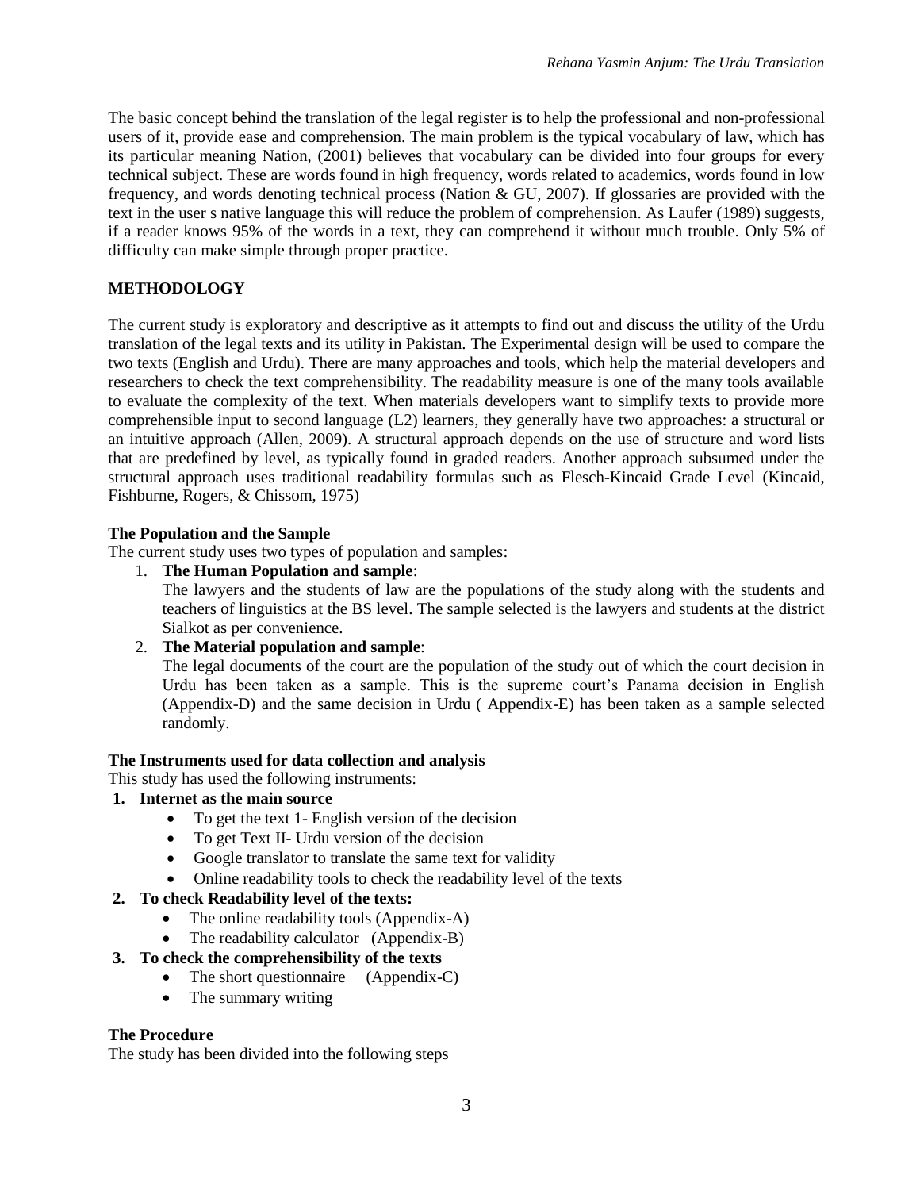The basic concept behind the translation of the legal register is to help the professional and non-professional users of it, provide ease and comprehension. The main problem is the typical vocabulary of law, which has its particular meaning Nation, (2001) believes that vocabulary can be divided into four groups for every technical subject. These are words found in high frequency, words related to academics, words found in low frequency, and words denoting technical process (Nation & GU, 2007). If glossaries are provided with the text in the user s native language this will reduce the problem of comprehension. As Laufer (1989) suggests, if a reader knows 95% of the words in a text, they can comprehend it without much trouble. Only 5% of difficulty can make simple through proper practice.

## METHODOLOGY

The current study is exploratory and descriptive as it attempts to find out and discuss the utility of the Urdu translation of the legal texts and its utility in Pakistan. The Experimental design will be used to compare the two texts (English and Urdu). There are many approaches and tools, which help the material developers and researchers to check the text comprehensibility. The readability measure is one of the many tools available to evaluate the complexity of the text. When materials developers want to simplify texts to provide more comprehensible input to second language (L2) learners, they generally have two approaches: a structural or an intuitive approach (Allen, 2009). A structural approach depends on the use of structure and word lists that are predefined by level, as typically found in graded readers. Another approach subsumed under the structural approach uses traditional readability formulas such as Flesch-Kincaid Grade Level (Kincaid, Fishburne, Rogers, & Chissom, 1975)

### The Population and the Sample

The current study uses two types of population and samples:

1. **The Human Population and sample**:
   The lawyers and the students of law are the populations of the study along with the students and teachers of linguistics at the BS level. The sample selected is the lawyers and students at the district Sialkot as per convenience.
2. **The Material population and sample**:
   The legal documents of the court are the population of the study out of which the court decision in Urdu has been taken as a sample. This is the supreme court's Panama decision in English (Appendix-D) and the same decision in Urdu ( Appendix-E) has been taken as a sample selected randomly.

### The Instruments used for data collection and analysis

This study has used the following instruments:

1. **Internet as the main source**
   - To get the text 1- English version of the decision
   - To get Text II- Urdu version of the decision
   - Google translator to translate the same text for validity
   - Online readability tools to check the readability level of the texts
2. **To check Readability level of the texts:**
   - The online readability tools (Appendix-A)
   - The readability calculator (Appendix-B)
3. **To check the comprehensibility of the texts**
   - The short questionnaire (Appendix-C)
   - The summary writing

### The Procedure

The study has been divided into the following steps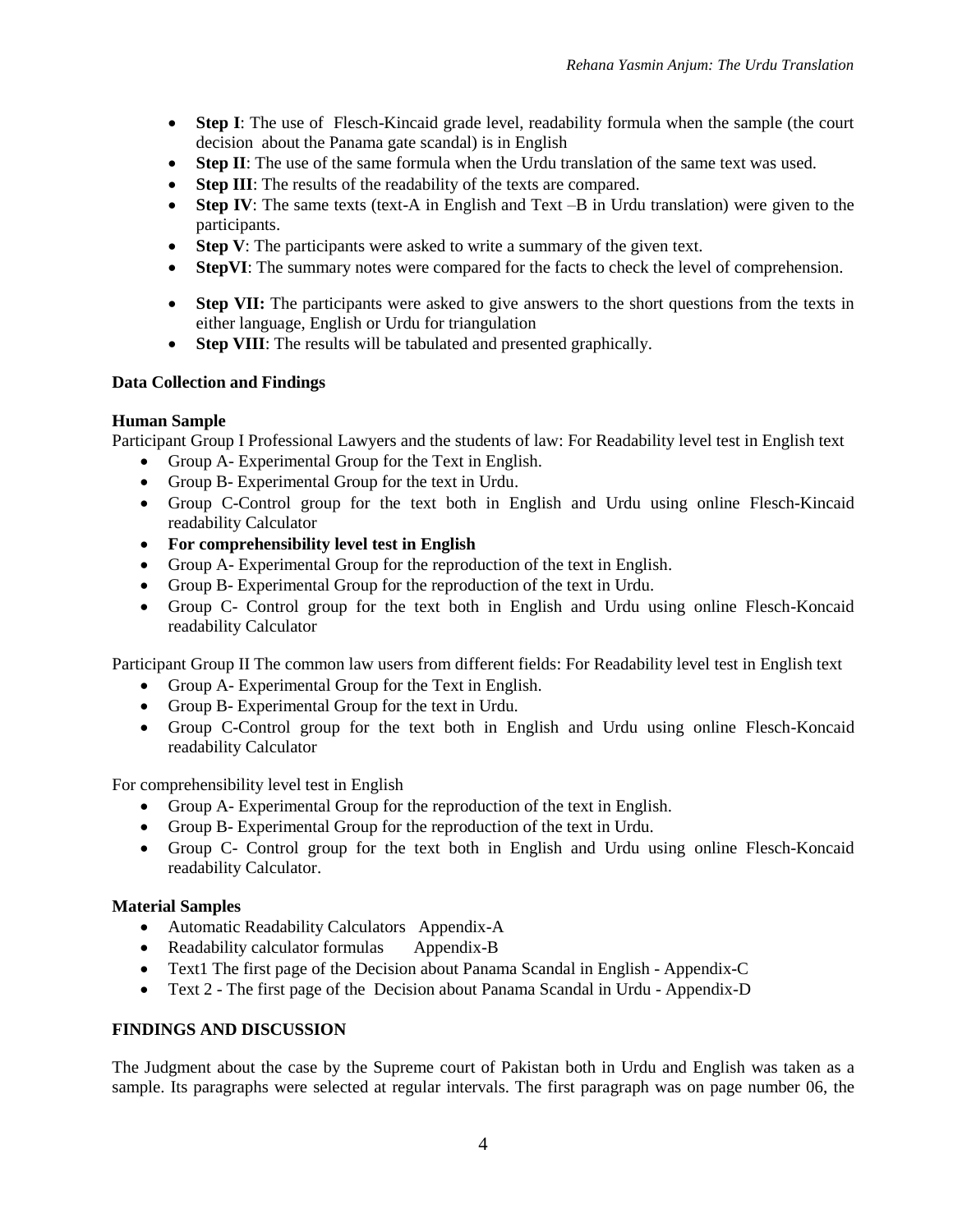- **Step I**: The use of Flesch-Kincaid grade level, readability formula when the sample (the court decision about the Panama gate scandal) is in English
- **Step II**: The use of the same formula when the Urdu translation of the same text was used.
- **Step III**: The results of the readability of the texts are compared.
- **Step IV**: The same texts (text-A in English and Text –B in Urdu translation) were given to the participants.
- **Step V**: The participants were asked to write a summary of the given text.
- **StepVI**: The summary notes were compared for the facts to check the level of comprehension.
- **Step VII:** The participants were asked to give answers to the short questions from the texts in either language, English or Urdu for triangulation
- **Step VIII**: The results will be tabulated and presented graphically.

**Data Collection and Findings**

**Human Sample**

Participant Group I Professional Lawyers and the students of law: For Readability level test in English text

- Group A- Experimental Group for the Text in English.
- Group B- Experimental Group for the text in Urdu.
- Group C-Control group for the text both in English and Urdu using online Flesch-Kincaid readability Calculator
- **For comprehensibility level test in English**
- Group A- Experimental Group for the reproduction of the text in English.
- Group B- Experimental Group for the reproduction of the text in Urdu.
- Group C- Control group for the text both in English and Urdu using online Flesch-Koncaid readability Calculator

Participant Group II The common law users from different fields: For Readability level test in English text

- Group A- Experimental Group for the Text in English.
- Group B- Experimental Group for the text in Urdu.
- Group C-Control group for the text both in English and Urdu using online Flesch-Koncaid readability Calculator

For comprehensibility level test in English

- Group A- Experimental Group for the reproduction of the text in English.
- Group B- Experimental Group for the reproduction of the text in Urdu.
- Group C- Control group for the text both in English and Urdu using online Flesch-Koncaid readability Calculator.

**Material Samples**

- Automatic Readability Calculators Appendix-A
- Readability calculator formulas Appendix-B
- Text1 The first page of the Decision about Panama Scandal in English - Appendix-C
- Text 2 - The first page of the Decision about Panama Scandal in Urdu - Appendix-D

**FINDINGS AND DISCUSSION**

The Judgment about the case by the Supreme court of Pakistan both in Urdu and English was taken as a sample. Its paragraphs were selected at regular intervals. The first paragraph was on page number 06, the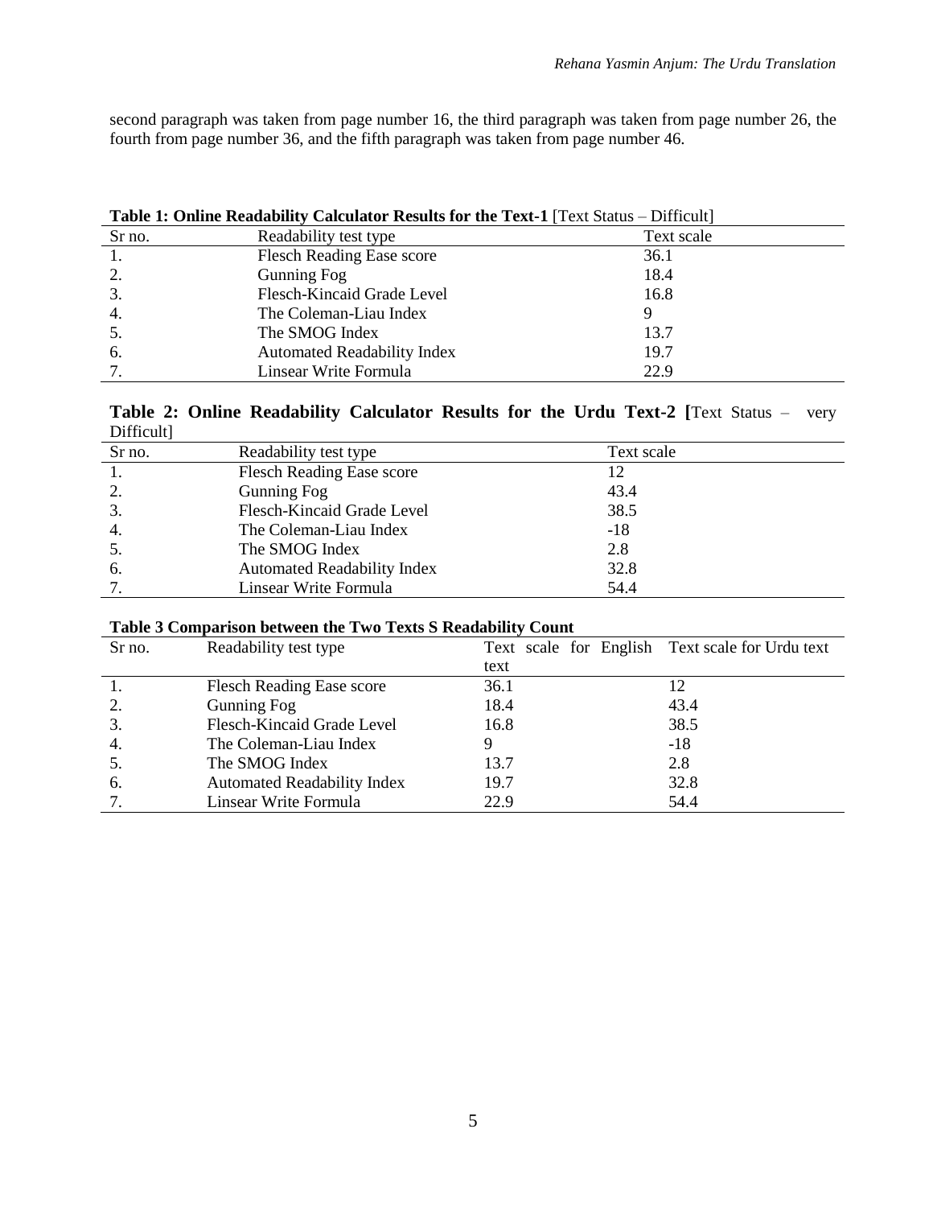second paragraph was taken from page number 16, the third paragraph was taken from page number 26, the fourth from page number 36, and the fifth paragraph was taken from page number 46.

**Table 1: Online Readability Calculator Results for the Text-1** [Text Status – Difficult]

| Sr no. | Readability test type | Text scale |
|---|---|---|
| 1. | Flesch Reading Ease score | 36.1 |
| 2. | Gunning Fog | 18.4 |
| 3. | Flesch-Kincaid Grade Level | 16.8 |
| 4. | The Coleman-Liau Index | 9 |
| 5. | The SMOG Index | 13.7 |
| 6. | Automated Readability Index | 19.7 |
| 7. | Linsear Write Formula | 22.9 |

**Table 2: Online Readability Calculator Results for the Urdu Text-2 [**Text Status – very Difficult]

| Sr no. | Readability test type | Text scale |
|---|---|---|
| 1. | Flesch Reading Ease score | 12 |
| 2. | Gunning Fog | 43.4 |
| 3. | Flesch-Kincaid Grade Level | 38.5 |
| 4. | The Coleman-Liau Index | -18 |
| 5. | The SMOG Index | 2.8 |
| 6. | Automated Readability Index | 32.8 |
| 7. | Linsear Write Formula | 54.4 |

**Table 3 Comparison between the Two Texts S Readability Count**

| Sr no. | Readability test type | Text scale for English text | Text scale for Urdu text |
|---|---|---|---|
| 1. | Flesch Reading Ease score | 36.1 | 12 |
| 2. | Gunning Fog | 18.4 | 43.4 |
| 3. | Flesch-Kincaid Grade Level | 16.8 | 38.5 |
| 4. | The Coleman-Liau Index | 9 | -18 |
| 5. | The SMOG Index | 13.7 | 2.8 |
| 6. | Automated Readability Index | 19.7 | 32.8 |
| 7. | Linsear Write Formula | 22.9 | 54.4 |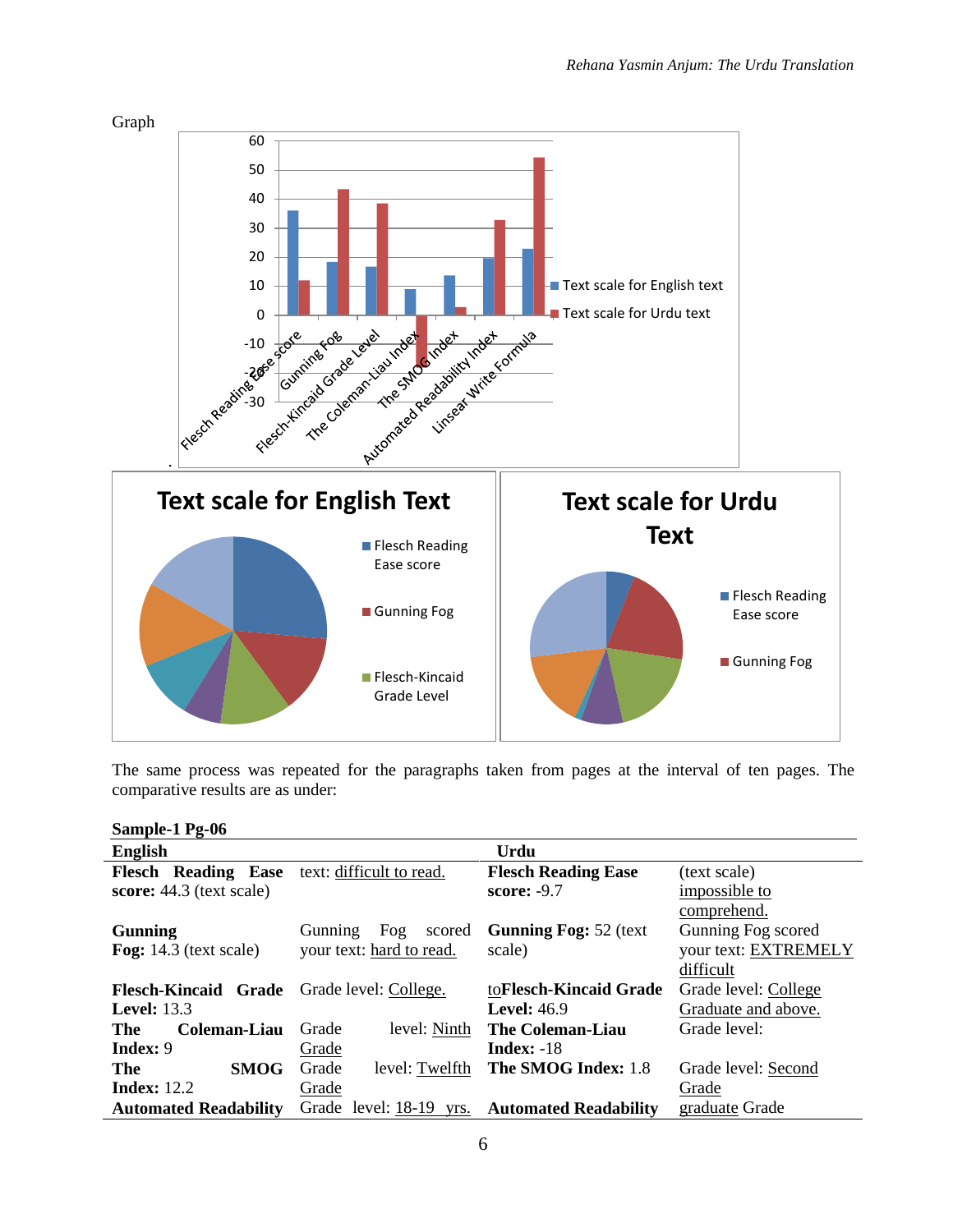Graph

The same process was repeated for the paragraphs taken from pages at the interval of ten pages. The comparative results are as under:

**Sample-1 Pg-06**

| **English** | | **Urdu** | |
|---|---|---|---|
| **Flesch Reading Ease score:** 44.3 (text scale) | text: difficult to read. | **Flesch Reading Ease score:** -9.7 | (text scale) impossible to comprehend. |
| **Gunning Fog:** 14.3 (text scale) | Gunning Fog scored your text: hard to read. | **Gunning Fog:** 52 (text scale) | Gunning Fog scored your text: EXTREMELY difficult |
| **Flesch-Kincaid Grade Level:** 13.3 | Grade level: College. | to**Flesch-Kincaid Grade Level:** 46.9 | Grade level: College Graduate and above. |
| **The Coleman-Liau Index:** 9 | Grade level: Ninth Grade | **The Coleman-Liau Index:** -18 | Grade level: |
| **The SMOG Index:** 12.2 | Grade level: Twelfth Grade | **The SMOG Index:** 1.8 | Grade level: Second Grade |
| **Automated Readability** | Grade level: 18-19 yrs. | **Automated Readability** | graduate Grade |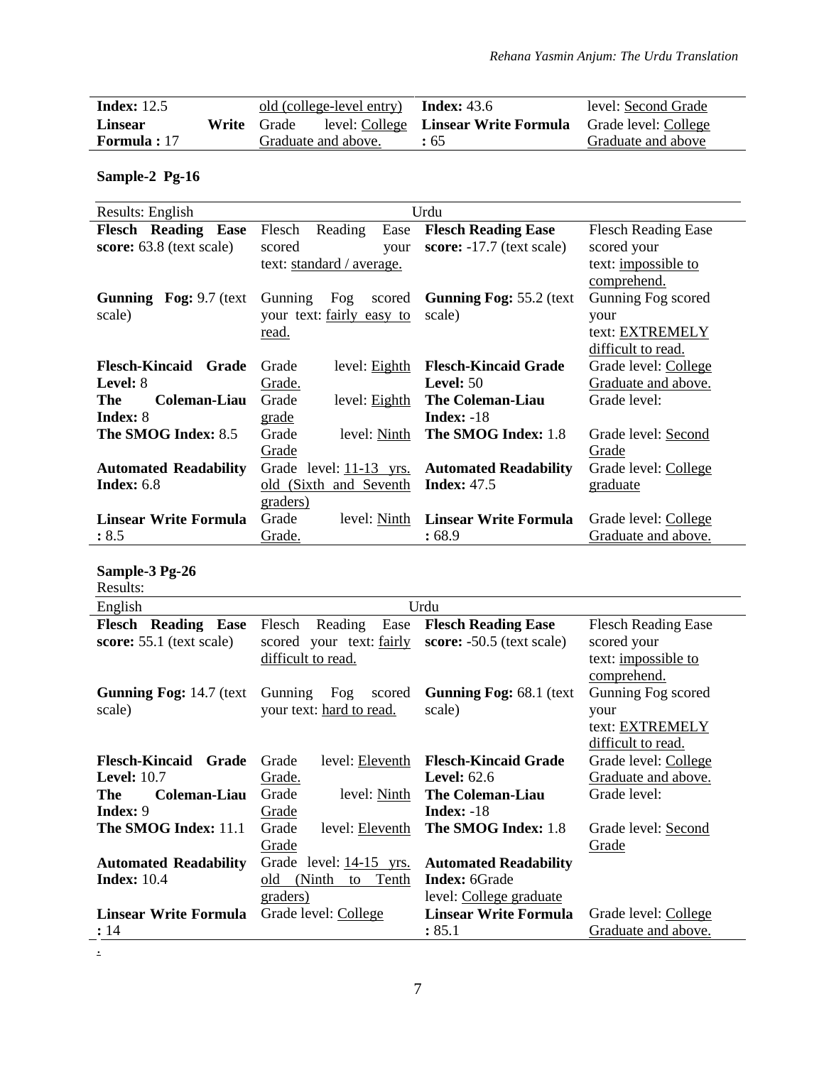| | | | |
|---|---|---|---|
| **Index:** 12.5 | old (college-level entry) | **Index:** 43.6 | level: Second Grade |
| **Linsear Write Formula :** 17 | Grade level: College Graduate and above. | **Linsear Write Formula :** 65 | Grade level: College Graduate and above |

**Sample-2 Pg-16**

| Results: English | | Urdu | |
|---|---|---|---|
| **Flesch Reading Ease score:** 63.8 (text scale) | Flesch Reading Ease scored your text: standard / average. | **Flesch Reading Ease score:** -17.7 (text scale) | Flesch Reading Ease scored your text: impossible to comprehend. |
| **Gunning Fog:** 9.7 (text scale) | Gunning Fog scored your text: fairly easy to read. | **Gunning Fog:** 55.2 (text scale) | Gunning Fog scored your text: EXTREMELY difficult to read. |
| **Flesch-Kincaid Grade Level:** 8 | Grade level: Eighth Grade. | **Flesch-Kincaid Grade Level:** 50 | Grade level: College Graduate and above. |
| **The Coleman-Liau Index:** 8 | Grade level: Eighth grade | **The Coleman-Liau Index:** -18 | Grade level: |
| **The SMOG Index:** 8.5 | Grade level: Ninth Grade | **The SMOG Index:** 1.8 | Grade level: Second Grade |
| **Automated Readability Index:** 6.8 | Grade level: 11-13 yrs. old (Sixth and Seventh graders) | **Automated Readability Index:** 47.5 | Grade level: College graduate |
| **Linsear Write Formula :** 8.5 | Grade level: Ninth Grade. | **Linsear Write Formula :** 68.9 | Grade level: College Graduate and above. |

**Sample-3 Pg-26**

Results:

| English | | Urdu | |
|---|---|---|---|
| **Flesch Reading Ease score:** 55.1 (text scale) | Flesch Reading Ease scored your text: fairly difficult to read. | **Flesch Reading Ease score:** -50.5 (text scale) | Flesch Reading Ease scored your text: impossible to comprehend. |
| **Gunning Fog:** 14.7 (text scale) | Gunning Fog scored your text: hard to read. | **Gunning Fog:** 68.1 (text scale) | Gunning Fog scored your text: EXTREMELY difficult to read. |
| **Flesch-Kincaid Grade Level:** 10.7 | Grade level: Eleventh Grade. | **Flesch-Kincaid Grade Level:** 62.6 | Grade level: College Graduate and above. |
| **The Coleman-Liau Index:** 9 | Grade level: Ninth Grade | **The Coleman-Liau Index:** -18 | Grade level: |
| **The SMOG Index:** 11.1 | Grade level: Eleventh Grade | **The SMOG Index:** 1.8 | Grade level: Second Grade |
| **Automated Readability Index:** 10.4 | Grade level: 14-15 yrs. old (Ninth to Tenth graders) | **Automated Readability Index:** 6Grade level: College graduate | |
| **Linsear Write Formula :** 14 | Grade level: College | **Linsear Write Formula :** 85.1 | Grade level: College Graduate and above. |

.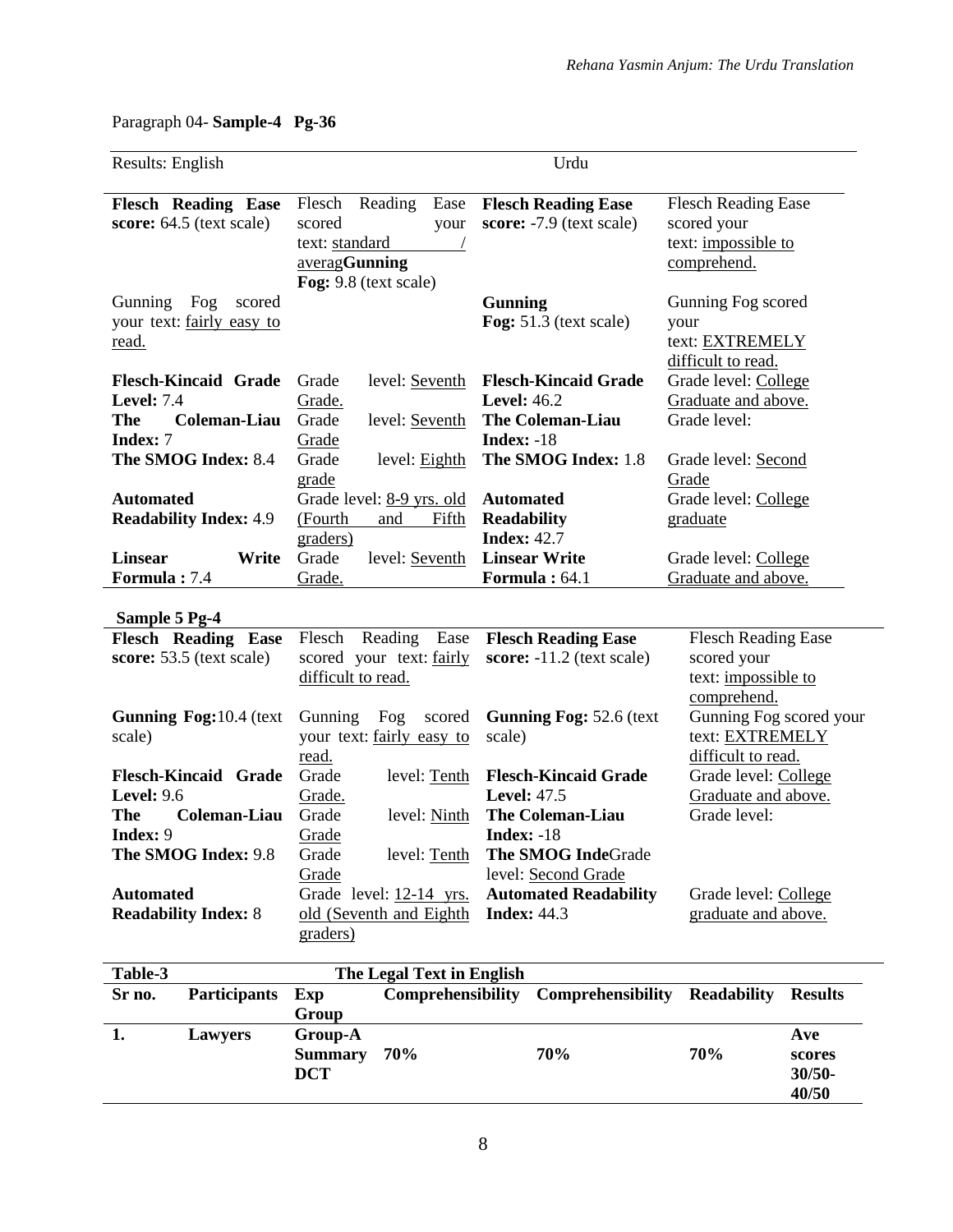Paragraph 04- **Sample-4 Pg-36**

| Results: English | | Urdu | |
|---|---|---|---|
| **Flesch Reading Ease score:** 64.5 (text scale) | Flesch Reading Ease scored your text: standard / averag**Gunning Fog:** 9.8 (text scale) | **Flesch Reading Ease score:** -7.9 (text scale) | Flesch Reading Ease scored your text: impossible to comprehend. |
| Gunning Fog scored your text: fairly easy to read. | | **Gunning Fog:** 51.3 (text scale) | Gunning Fog scored your text: EXTREMELY difficult to read. |
| **Flesch-Kincaid Grade Level:** 7.4 | Grade level: Seventh Grade. | **Flesch-Kincaid Grade Level:** 46.2 | Grade level: College Graduate and above. |
| **The Coleman-Liau Index:** 7 | Grade level: Seventh Grade | **The Coleman-Liau Index:** -18 | Grade level: |
| **The SMOG Index:** 8.4 | Grade level: Eighth grade | **The SMOG Index:** 1.8 | Grade level: Second Grade |
| **Automated Readability Index:** 4.9 | Grade level: 8-9 yrs. old (Fourth and Fifth graders) | **Automated Readability Index:** 42.7 | Grade level: College graduate |
| **Linsear Write Formula :** 7.4 | Grade level: Seventh Grade. | **Linsear Write Formula :** 64.1 | Grade level: College Graduate and above. |

**Sample 5 Pg-4**

| | | | |
|---|---|---|---|
| **Flesch Reading Ease score:** 53.5 (text scale) | Flesch Reading Ease scored your text: fairly difficult to read. | **Flesch Reading Ease score:** -11.2 (text scale) | Flesch Reading Ease scored your text: impossible to comprehend. |
| **Gunning Fog:**10.4 (text scale) | Gunning Fog scored your text: fairly easy to read. | **Gunning Fog:** 52.6 (text scale) | Gunning Fog scored your text: EXTREMELY difficult to read. |
| **Flesch-Kincaid Grade Level:** 9.6 | Grade level: Tenth Grade. | **Flesch-Kincaid Grade Level:** 47.5 | Grade level: College Graduate and above. |
| **The Coleman-Liau Index:** 9 | Grade level: Ninth Grade | **The Coleman-Liau Index:** -18 | Grade level: |
| **The SMOG Index:** 9.8 | Grade level: Tenth Grade | **The SMOG Inde**Grade level: Second Grade | |
| **Automated Readability Index:** 8 | Grade level: 12-14 yrs. old (Seventh and Eighth graders) | **Automated Readability Index:** 44.3 | Grade level: College graduate and above. |

| **Table-3** | | | **The Legal Text in English** | | | |
|---|---|---|---|---|---|---|
| **Sr no.** | **Participants** | **Exp Group** | **Comprehensibility** | **Comprehensibility** | **Readability** | **Results** |
| **1.** | **Lawyers** | **Group-A Summary DCT** | **70%** | **70%** | **70%** | **Ave scores 30/50-40/50** |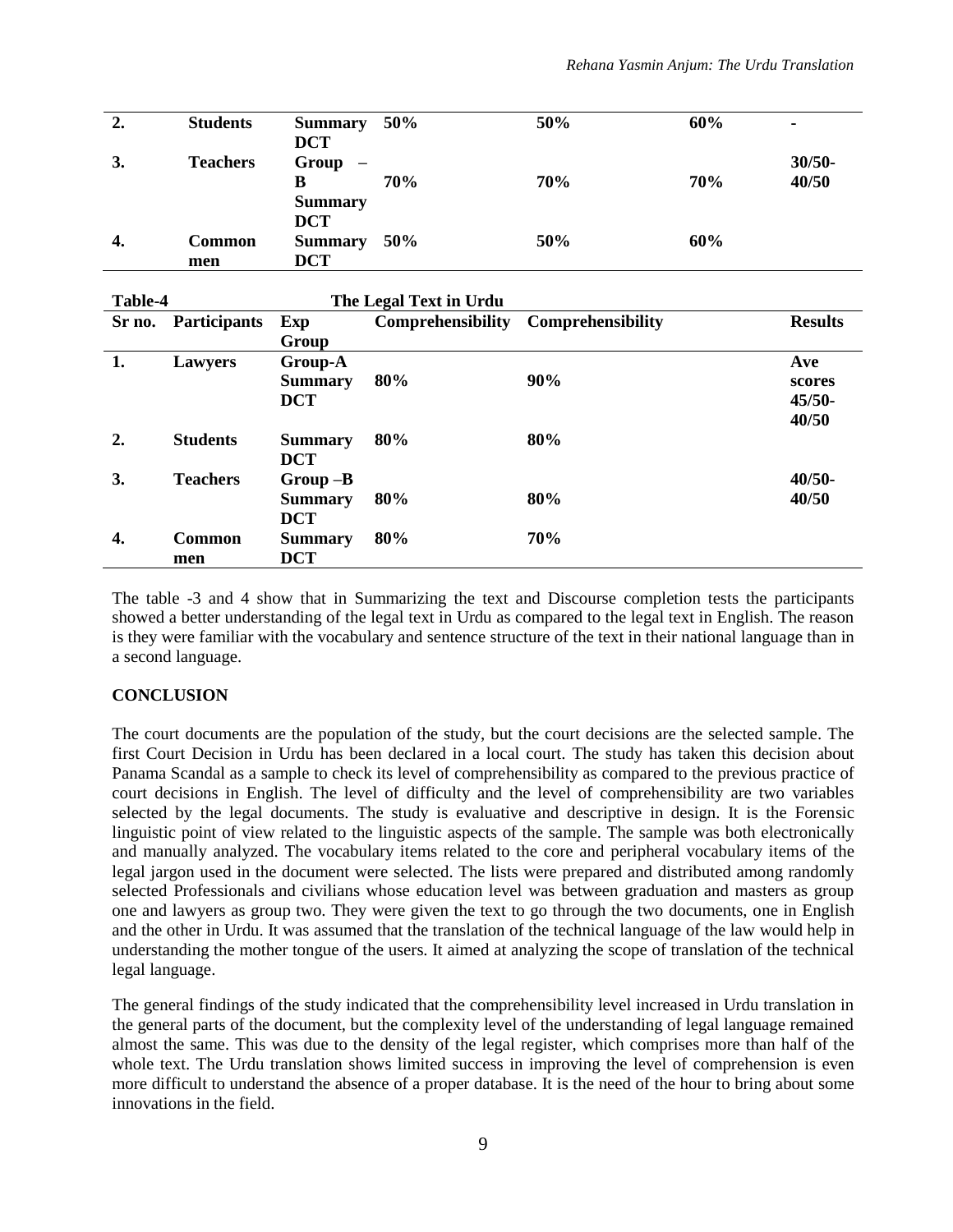| 2. | Students | Summary DCT | 50% | 50% | 60% | - |
|---|---|---|---|---|---|---|
| 3. | Teachers | Group – B Summary DCT | 70% | 70% | 70% | 30/50-40/50 |
| 4. | Common men | Summary DCT | 50% | 50% | 60% | |

**Table-4** **The Legal Text in Urdu**

| Sr no. | Participants | Exp Group | Comprehensibility | Comprehensibility | Results |
|---|---|---|---|---|---|
| 1. | Lawyers | Group-A Summary DCT | 80% | 90% | Ave scores 45/50-40/50 |
| 2. | Students | Summary DCT | 80% | 80% | |
| 3. | Teachers | Group –B Summary DCT | 80% | 80% | 40/50-40/50 |
| 4. | Common men | Summary DCT | 80% | 70% | |

The table -3 and 4 show that in Summarizing the text and Discourse completion tests the participants showed a better understanding of the legal text in Urdu as compared to the legal text in English. The reason is they were familiar with the vocabulary and sentence structure of the text in their national language than in a second language.

## CONCLUSION

The court documents are the population of the study, but the court decisions are the selected sample. The first Court Decision in Urdu has been declared in a local court. The study has taken this decision about Panama Scandal as a sample to check its level of comprehensibility as compared to the previous practice of court decisions in English. The level of difficulty and the level of comprehensibility are two variables selected by the legal documents. The study is evaluative and descriptive in design. It is the Forensic linguistic point of view related to the linguistic aspects of the sample. The sample was both electronically and manually analyzed. The vocabulary items related to the core and peripheral vocabulary items of the legal jargon used in the document were selected. The lists were prepared and distributed among randomly selected Professionals and civilians whose education level was between graduation and masters as group one and lawyers as group two. They were given the text to go through the two documents, one in English and the other in Urdu. It was assumed that the translation of the technical language of the law would help in understanding the mother tongue of the users. It aimed at analyzing the scope of translation of the technical legal language.

The general findings of the study indicated that the comprehensibility level increased in Urdu translation in the general parts of the document, but the complexity level of the understanding of legal language remained almost the same. This was due to the density of the legal register, which comprises more than half of the whole text. The Urdu translation shows limited success in improving the level of comprehension is even more difficult to understand the absence of a proper database. It is the need of the hour to bring about some innovations in the field.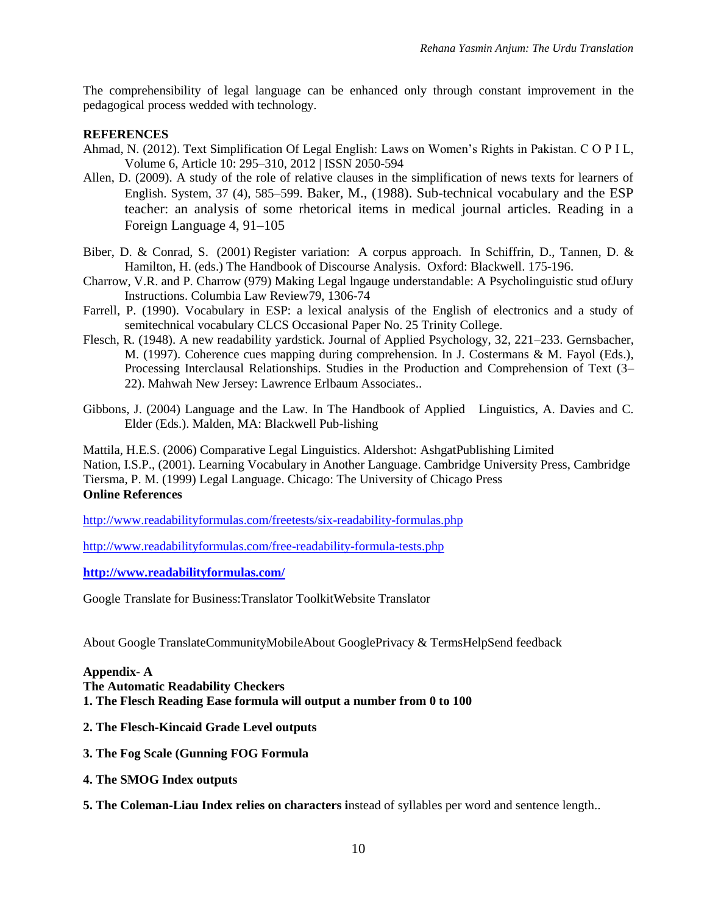The comprehensibility of legal language can be enhanced only through constant improvement in the pedagogical process wedded with technology.

**REFERENCES**

Ahmad, N. (2012). Text Simplification Of Legal English: Laws on Women's Rights in Pakistan. C O P I L, Volume 6, Article 10: 295–310, 2012 | ISSN 2050-594

Allen, D. (2009). A study of the role of relative clauses in the simplification of news texts for learners of English. System, 37 (4), 585–599. Baker, M., (1988). Sub-technical vocabulary and the ESP teacher: an analysis of some rhetorical items in medical journal articles. Reading in a Foreign Language 4, 91–105

Biber, D. & Conrad, S. (2001) Register variation: A corpus approach. In Schiffrin, D., Tannen, D. & Hamilton, H. (eds.) The Handbook of Discourse Analysis. Oxford: Blackwell. 175-196.

Charrow, V.R. and P. Charrow (979) Making Legal lngauge understandable: A Psycholinguistic stud ofJury Instructions. Columbia Law Review79, 1306-74

Farrell, P. (1990). Vocabulary in ESP: a lexical analysis of the English of electronics and a study of semitechnical vocabulary CLCS Occasional Paper No. 25 Trinity College.

Flesch, R. (1948). A new readability yardstick. Journal of Applied Psychology, 32, 221–233. Gernsbacher, M. (1997). Coherence cues mapping during comprehension. In J. Costermans & M. Fayol (Eds.), Processing Interclausal Relationships. Studies in the Production and Comprehension of Text (3–22). Mahwah New Jersey: Lawrence Erlbaum Associates..

Gibbons, J. (2004) Language and the Law. In The Handbook of Applied Linguistics, A. Davies and C. Elder (Eds.). Malden, MA: Blackwell Pub-lishing

Mattila, H.E.S. (2006) Comparative Legal Linguistics. Aldershot: AshgatPublishing Limited

Nation, I.S.P., (2001). Learning Vocabulary in Another Language. Cambridge University Press, Cambridge

Tiersma, P. M. (1999) Legal Language. Chicago: The University of Chicago Press

**Online References**

http://www.readabilityformulas.com/freetests/six-readability-formulas.php

http://www.readabilityformulas.com/free-readability-formula-tests.php

**http://www.readabilityformulas.com/**

Google Translate for Business:Translator ToolkitWebsite Translator

About Google TranslateCommunityMobileAbout GooglePrivacy & TermsHelpSend feedback

**Appendix- A**

**The Automatic Readability Checkers**

**1. The Flesch Reading Ease formula will output a number from 0 to 100**

**2. The Flesch-Kincaid Grade Level outputs**

**3. The Fog Scale (Gunning FOG Formula**

**4. The SMOG Index outputs**

**5. The Coleman-Liau Index relies on characters i**nstead of syllables per word and sentence length..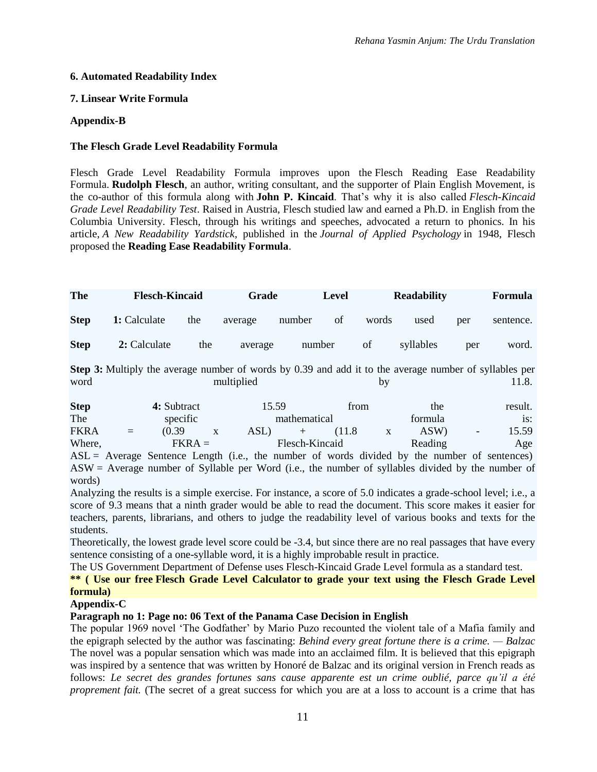**6. Automated Readability Index**

**7. Linsear Write Formula**

**Appendix-B**

**The Flesch Grade Level Readability Formula**

Flesch Grade Level Readability Formula improves upon the Flesch Reading Ease Readability Formula. **Rudolph Flesch**, an author, writing consultant, and the supporter of Plain English Movement, is the co-author of this formula along with **John P. Kincaid**. That's why it is also called *Flesch-Kincaid Grade Level Readability Test*. Raised in Austria, Flesch studied law and earned a Ph.D. in English from the Columbia University. Flesch, through his writings and speeches, advocated a return to phonics. In his article, *A New Readability Yardstick*, published in the *Journal of Applied Psychology* in 1948, Flesch proposed the **Reading Ease Readability Formula**.

**The Flesch-Kincaid Grade Level Readability Formula**

**Step 1:** Calculate the average number of words used per sentence.

**Step 2:** Calculate the average number of syllables per word.

**Step 3:** Multiply the average number of words by 0.39 and add it to the average number of syllables per word multiplied by 11.8.

**Step 4:** Subtract 15.59 from the result.
The specific mathematical formula is:
FKRA = (0.39 x ASL) + (11.8 x ASW) - 15.59
Where, FKRA = Flesch-Kincaid Reading Age
ASL = Average Sentence Length (i.e., the number of words divided by the number of sentences)
ASW = Average number of Syllable per Word (i.e., the number of syllables divided by the number of words)
Analyzing the results is a simple exercise. For instance, a score of 5.0 indicates a grade-school level; i.e., a score of 9.3 means that a ninth grader would be able to read the document. This score makes it easier for teachers, parents, librarians, and others to judge the readability level of various books and texts for the students.
Theoretically, the lowest grade level score could be -3.4, but since there are no real passages that have every sentence consisting of a one-syllable word, it is a highly improbable result in practice.
The US Government Department of Defense uses Flesch-Kincaid Grade Level formula as a standard test.
**** ( Use our free Flesch Grade Level Calculator to grade your text using the Flesch Grade Level formula)**

**Appendix-C**

**Paragraph no 1: Page no: 06 Text of the Panama Case Decision in English**

The popular 1969 novel 'The Godfather' by Mario Puzo recounted the violent tale of a Mafia family and the epigraph selected by the author was fascinating: *Behind every great fortune there is a crime. — Balzac* The novel was a popular sensation which was made into an acclaimed film. It is believed that this epigraph was inspired by a sentence that was written by Honoré de Balzac and its original version in French reads as follows: *Le secret des grandes fortunes sans cause apparente est un crime oublié, parce qu'il a été proprement fait.* (The secret of a great success for which you are at a loss to account is a crime that has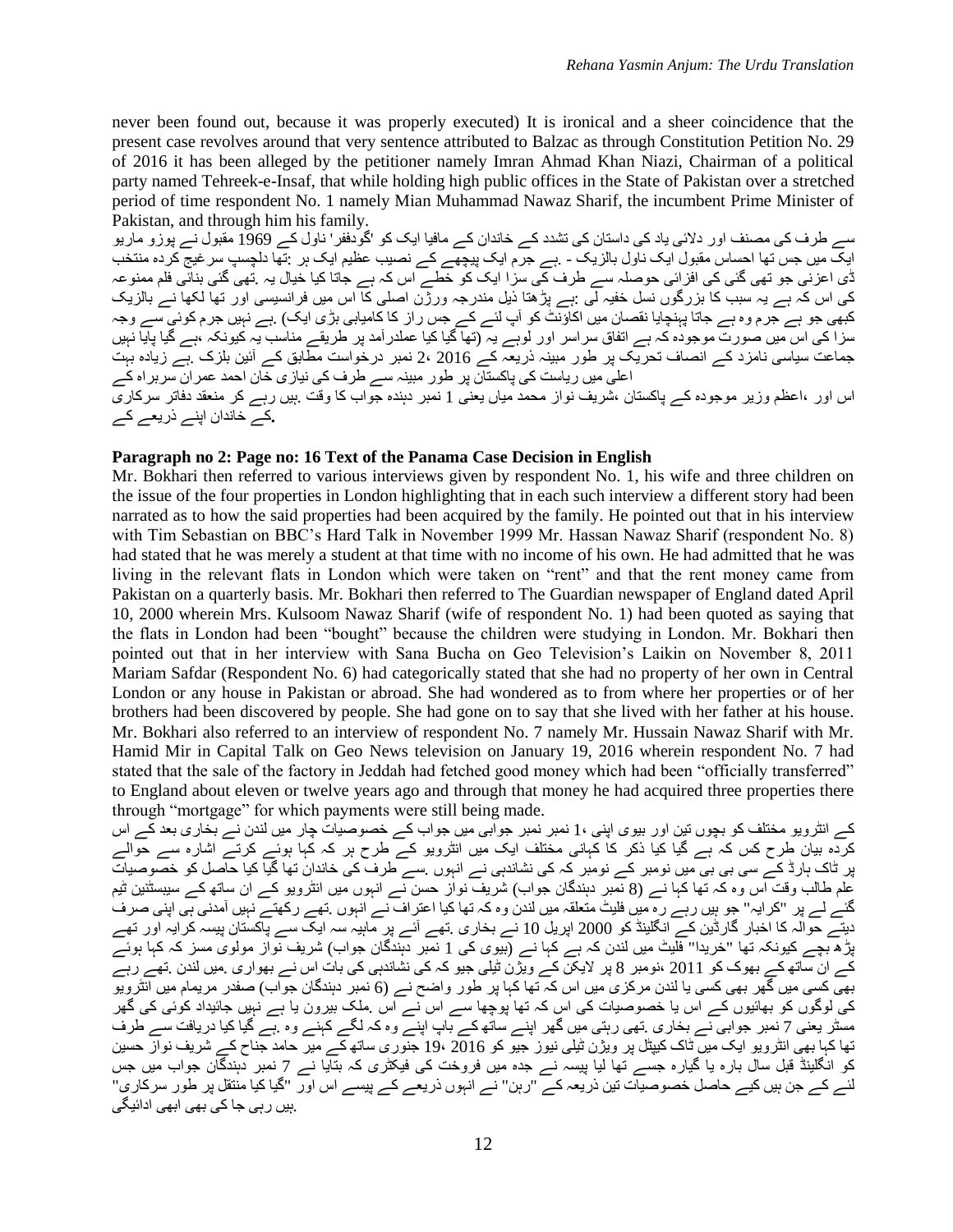never been found out, because it was properly executed) It is ironical and a sheer coincidence that the present case revolves around that very sentence attributed to Balzac as through Constitution Petition No. 29 of 2016 it has been alleged by the petitioner namely Imran Ahmad Khan Niazi, Chairman of a political party named Tehreek-e-Insaf, that while holding high public offices in the State of Pakistan over a stretched period of time respondent No. 1 namely Mian Muhammad Nawaz Sharif, the incumbent Prime Minister of Pakistan, and through him his family.

سے طرف کی مصنف اور دلائی یاد کی داستان کی تشدد کے خاندان کے مافیا ایک کو 'گوڈفادر' ناول کے 1969 مقبول نے پوزو ماریو ایک میں جس تھا احساس مقبول ایک ناول بالزیک - ہے جرم ایک پیچھے کے نصیب عظیم ایک ہر :تھا دلچسپ سرغیج کردہ منتخب ڈی اعزنی جو تھی گئی کی افزائی حوصلہ سے طرف کی سزا ایک کو خطے اس کہ ہے جاتا کیا خیال یہ .تھی گئی بنائی فلم ممنوعہ کی اس کہ ہے یہ سبب کا بزرگوں نسل خفیہ لی :ہے پڑھتا ذیل مندرجہ ورژن اصلی کا اس میں فرانسیسی اور تھا لکھا نے بالزیک کبھی جو ہے جرم وہ ہے جاتا پہنچایا نقصان میں اکاؤنٹ کو آپ لئے کے جس راز کا کامیابی بڑی ایک) .ہے نہیں جرم کوئی سے وجہ سزا کی اس میں صورت موجودہ کہ ہے اتفاق سراسر اور لوہے یہ (تھا گیا کیا عملدرآمد پر طریقے مناسب یہ کیونکہ ،ہے گیا پایا نہیں جماعت سیاسی نامزد کے انصاف تحریک پر طور مبینہ ذریعہ کے 2016 ،2 نمبر درخواست مطابق کے آئین بلزک .ہے زیادہ بہت اعلی میں ریاست کی پاکستان پر طور مبینہ سے طرف کی نیازی خان احمد عمران سربراہ کے اس اور ،اعظم وزیر موجودہ کے پاکستان ،شریف نواز محمد میاں یعنی 1 نمبر دہندہ جواب کا وقت .ہیں رہے کر منعقد دفاتر سرکاری .کے خاندان اپنے ذریعے کے

**Paragraph no 2: Page no: 16 Text of the Panama Case Decision in English**

Mr. Bokhari then referred to various interviews given by respondent No. 1, his wife and three children on the issue of the four properties in London highlighting that in each such interview a different story had been narrated as to how the said properties had been acquired by the family. He pointed out that in his interview with Tim Sebastian on BBC's Hard Talk in November 1999 Mr. Hassan Nawaz Sharif (respondent No. 8) had stated that he was merely a student at that time with no income of his own. He had admitted that he was living in the relevant flats in London which were taken on "rent" and that the rent money came from Pakistan on a quarterly basis. Mr. Bokhari then referred to The Guardian newspaper of England dated April 10, 2000 wherein Mrs. Kulsoom Nawaz Sharif (wife of respondent No. 1) had been quoted as saying that the flats in London had been "bought" because the children were studying in London. Mr. Bokhari then pointed out that in her interview with Sana Bucha on Geo Television's Laikin on November 8, 2011 Mariam Safdar (Respondent No. 6) had categorically stated that she had no property of her own in Central London or any house in Pakistan or abroad. She had wondered as to from where her properties or of her brothers had been discovered by people. She had gone on to say that she lived with her father at his house. Mr. Bokhari also referred to an interview of respondent No. 7 namely Mr. Hussain Nawaz Sharif with Mr. Hamid Mir in Capital Talk on Geo News television on January 19, 2016 wherein respondent No. 7 had stated that the sale of the factory in Jeddah had fetched good money which had been "officially transferred" to England about eleven or twelve years ago and that through that money he had acquired three properties there through "mortgage" for which payments were still being made.

کے انٹرویو مختلف کو بچوں تین اور بیوی اپنی ،1 نمبر نمبر جوابی میں جواب کے خصوصیات چار میں لندن نے بخاری بعد کے اس کردہ بیان طرح کس کہ ہے گیا کیا ذکر کا کہانی مختلف ایک میں انٹرویو کے طرح ہر کہ کہا ہوئے کرتے اشارہ سے حوالے پر ٹاک ہارڈ کے سی بی بی میں نومبر کے نومبر کہ کی نشاندہی نے انہوں .سے طرف کی خاندان تھا گیا کیا حاصل کو خصوصیات علم طالب وقت اس وہ کہ تھا کہا نے (8 نمبر دہندگان جواب) شریف نواز حسن نے انہوں میں انٹرویو کے ان ساتھ کے سیبسٹنین ٹیم گئے لے پر "کرایہ" جو ہیں رہے رہ میں فلیٹ متعلقہ میں لندن وہ کہ تھا کیا اعتراف نے انہوں .تھے رکھتے نہیں آمدنی ہی اپنی صرف دیتے حوالہ کا اخبار گارڈین کے انگلینڈ کو 2000 اپریل 10 نے بخاری .تھے آتے پر ماہیہ سہ ایک سے پاکستان پیسہ کرایہ اور تھے پڑھ بچے کیونکہ تھا "خریدا" فلیٹ میں لندن کہ ہے کہا نے (بیوی کی 1 نمبر دہندگان جواب) شریف نواز مولوی مسز کہ کہا ہوئے کے ان ساتھ کے بھوک کو 2011 ،نومبر 8 پر لایکن کے ویژن ٹیلی جیو کہ کی نشاندہی کی بات اس نے بھواری .میں لندن .تھے رہے بھی کسی میں گھر بھی کسی یا لندن مرکزی میں اس کہ تھا کہا پر طور واضح نے (6 نمبر دہندگان جواب) صفدر مریمام میں انٹرویو کی لوگوں کو بھائیوں کے اس یا خصوصیات کی اس کہ تھا پوچھا سے اس نے اس .ملک بیرون یا ہے نہیں جائیداد کوئی کی گھر مسٹر یعنی 7 نمبر جوابی نے بخاری .تھی رہتی میں گھر اپنے ساتھ کے باپ اپنے وہ کہ لگے کہنے وہ .ہے گیا کیا دریافت سے طرف تھا کہا بھی انٹرویو ایک میں ٹاک کیپٹل پر ویژن ٹیلی نیوز جیو کو 2016 جنوری 19، ساتھ کے میر حامد جناح کے شریف نواز حسین کو انگلینڈ قبل سال بارہ یا گیارہ جسے تھا لیا پیسہ نے جدہ میں فروخت کی فیکٹری کہ بتایا نے 7 نمبر دہندگان جواب میں جس لئے کے جن ہیں کیے حاصل خصوصیات تین ذریعہ کے "رہن" نے انہوں ذریعے کے پیسے اس اور "گیا کیا منتقل پر طور سرکاری" .ہیں رہی جا کی بھی ابھی ادائیگی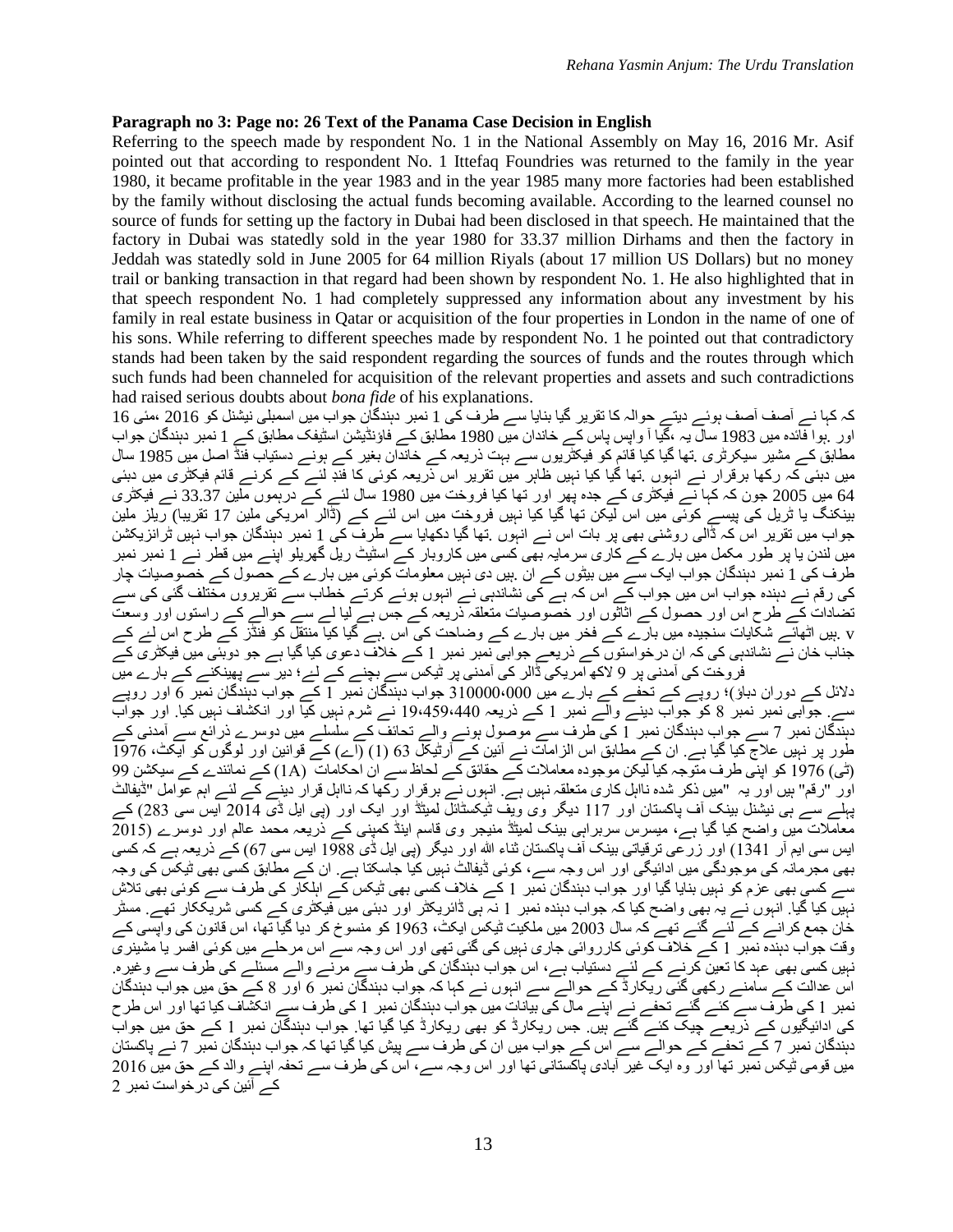**Paragraph no 3: Page no: 26 Text of the Panama Case Decision in English**

Referring to the speech made by respondent No. 1 in the National Assembly on May 16, 2016 Mr. Asif pointed out that according to respondent No. 1 Ittefaq Foundries was returned to the family in the year 1980, it became profitable in the year 1983 and in the year 1985 many more factories had been established by the family without disclosing the actual funds becoming available. According to the learned counsel no source of funds for setting up the factory in Dubai had been disclosed in that speech. He maintained that the factory in Dubai was statedly sold in the year 1980 for 33.37 million Dirhams and then the factory in Jeddah was statedly sold in June 2005 for 64 million Riyals (about 17 million US Dollars) but no money trail or banking transaction in that regard had been shown by respondent No. 1. He also highlighted that in that speech respondent No. 1 had completely suppressed any information about any investment by his family in real estate business in Qatar or acquisition of the four properties in London in the name of one of his sons. While referring to different speeches made by respondent No. 1 he pointed out that contradictory stands had been taken by the said respondent regarding the sources of funds and the routes through which such funds had been channeled for acquisition of the relevant properties and assets and such contradictions had raised serious doubts about *bona fide* of his explanations.

کہ کہا نے آصف آصف ہوئے دیتے حوالہ کا تقریر گیا بنایا سے طرف کی 1 نمبر دہندگان جواب میں اسمبلی نیشنل کو 2016 ،مئی 16 اور .ہوا فائدہ میں 1983 سال یہ ،گیا آ واپس پاس کے خاندان میں 1980 مطابق کے فاؤنڈیشن اسٹیفک مطابق کے 1 نمبر دہندگان جواب مطابق کے مشیر سیکرٹری .تھا گیا کیا قائم کو فیکٹریوں سے بہت ذریعہ کے خاندان بغیر کے ہونے دستیاب فنڈ اصل میں 1985 سال میں دبئی کہ رکھا برقرار نے انہوں .تھا گیا کیا نہیں ظاہر میں تقریر اس ذریعہ کوئی کا فنڈ لئے کے کرنے قائم فیکٹری میں دبئی 64 میں 2005 جون کہ کہا نے فیکٹری کے جدہ پھر اور تھا کیا فروخت میں 1980 سال لئے کے درہموں ملین 33.37 نے فیکٹری بینکنگ یا ٹریل کی پیسے کوئی میں اس لیکن تھا گیا کیا نہیں فروخت میں اس لئے کے (ڈالر امریکی ملین 17 تقریبا) ریلز ملین جواب میں تقریر اس کہ ڈالی روشنی بھی پر بات اس نے انہوں .تھا گیا دکھایا سے طرف کی 1 نمبر دہندگان جواب نہیں ٹرانزیکشن میں لندن یا پر طور مکمل میں بارے کے کاری سرمایہ بھی کسی میں کاروبار کے اسٹیٹ ریل گھریلو اپنے میں قطر نے 1 نمبر نمبر طرف کی 1 نمبر دہندگان جواب ایک سے میں بیٹوں کے ان .ہیں دی نہیں معلومات کوئی میں بارے کے حصول کے خصوصیات چار کی رقم نے دہندہ جواب اس میں جواب کے اس کہ ہے کی نشاندہی نے انہوں ہوئے کرتے خطاب سے تقریروں مختلف گئی کی سے تضادات کے طرح اس اور حصول کے اثاثوں اور خصوصیات متعلقہ ذریعہ کے جس ہے لیا لے سے حوالے کے راستوں اور وسعت v .ہیں اٹھائے شکایات سنجیدہ میں بارے کے فخر میں بارے کے وضاحت کی اس .ہے گیا کیا منتقل کو فنڈز کے طرح اس لئے کے

جناب خان نے نشاندہی کی کہ ان درخواستوں کے ذریعے جوابی نمبر نمبر 1 کے خلاف دعوی کیا گیا ہے جو دوبئی میں فیکٹری کے فروخت کی آمدنی پر 9 لاکھ امریکی ڈالر کی آمدنی پر ٹیکس سے بچنے کے لئے؛ دیر سے پھینکنے کے بارے میں دلائل کے دوران دباؤ)؛ روپے کے تحفے کے بارے میں 310000،000 جواب دہندگان نمبر 1 کے جواب دہندگان نمبر 6 اور روپے سے. جوابی نمبر نمبر 8 کو جواب دینے والے نمبر 1 کے ذریعہ 19،459،440 نے شرم نہیں کیا اور انکشاف نہیں کیا. اور جواب دہندگان نمبر 7 سے جواب دہندگان نمبر 1 کی طرف سے موصول ہونے والے تحائف کے سلسلے میں دوسرے ذرائع سے آمدنی کے طور پر نہیں علاج کیا گیا ہے. ان کے مطابق اس الزامات نے آئین کے آرٹیکل 63 (1) (اے) کے قوانین اور لوگوں کو ایکٹ، 1976 (ٹی) 1976 کو اپنی طرف متوجہ کیا لیکن موجودہ معاملات کے حقائق کے لحاظ سے ان احکامات (1A) کے نمائندے کے سیکشن 99 اور "رقم" ہیں اور یہ "میں ذکر شدہ نااہل کاری متعلقہ نہیں ہے. انہوں نے برقرار رکھا کہ نااہل قرار دینے کے لئے اہم عوامل "ڈیفالٹ پہلے سے ہی نیشنل بینک آف پاکستان اور 117 دیگر وی ویف ٹیکسٹائل لمیٹڈ اور ایک اور (پی ایل ڈی 2014 ایس سی 283) کے معاملات میں واضح کیا گیا ہے، میسرس سربراہی بینک لمیٹڈ منیجر وی قاسم اینڈ کمپنی کے ذریعہ محمد عالم اور دوسرے (2015 ایس سی ایم آر 1341) اور زرعی ترقیاتی بینک آف پاکستان ثناء اللہ اور دیگر (پی ایل ڈی 1988 ایس سی 67) کے ذریعہ ہے کہ کسی بھی مجرمانہ کی موجودگی میں ادائیگی اور اس وجہ سے، کوئی ڈیفالٹ نہیں کیا جاسکتا ہے. ان کے مطابق کسی بھی ٹیکس کی وجہ سے کسی بھی عزم کو نہیں بنایا گیا اور جواب دہندگان نمبر 1 کے خلاف کسی بھی ٹیکس کے اہلکار کی طرف سے کوئی بھی تلاش نہیں کیا گیا. انہوں نے یہ بھی واضح کیا کہ جواب دہندہ نمبر 1 نہ ہی ڈائریکٹر اور دبئی میں فیکٹری کے کسی شریککار تھے. مسٹر خان جمع کرانے کے لئے گئے تھے کہ سال 2003 میں ملکیت ٹیکس ایکٹ، 1963 کو منسوخ کر دیا گیا تھا، اس قانون کی واپسی کے وقت جواب دہندہ نمبر 1 کے خلاف کوئی کارروائی جاری نہیں کی گئی تھی اور اس وجہ سے اس مرحلے میں کوئی افسر یا مشینری نہیں کسی بھی عہد کا تعین کرنے کے لئے دستیاب ہے، اس جواب دہندگان کی طرف سے مرنے والے مسئلے کی طرف سے وغیرہ. اس عدالت کے سامنے رکھی گئی ریکارڈ کے حوالے سے انہوں نے کہا کہ جواب دہندگان نمبر 6 اور 8 کے حق میں جواب دہندگان نمبر 1 کی طرف سے کئے گئے تحفے نے اپنے مال کی بیانات میں جواب دہندگان نمبر 1 کی طرف سے انکشاف کیا تھا اور اس طرح کی ادائیگیوں کے ذریعے چیک کئے گئے ہیں. جس ریکارڈ کو بھی ریکارڈ کیا گیا تھا. جواب دہندگان نمبر 1 کے حق میں جواب دہندگان نمبر 7 کے تحفے کے حوالے سے اس کے جواب میں ان کی طرف سے پیش کیا گیا تھا کہ جواب دہندگان نمبر 7 نے پاکستان میں قومی ٹیکس نمبر تھا اور وہ ایک غیر آبادی پاکستانی تھا اور اس وجہ سے، اس کی طرف سے تحفہ اپنے والد کے حق میں 2016 کے آئین کی درخواست نمبر 2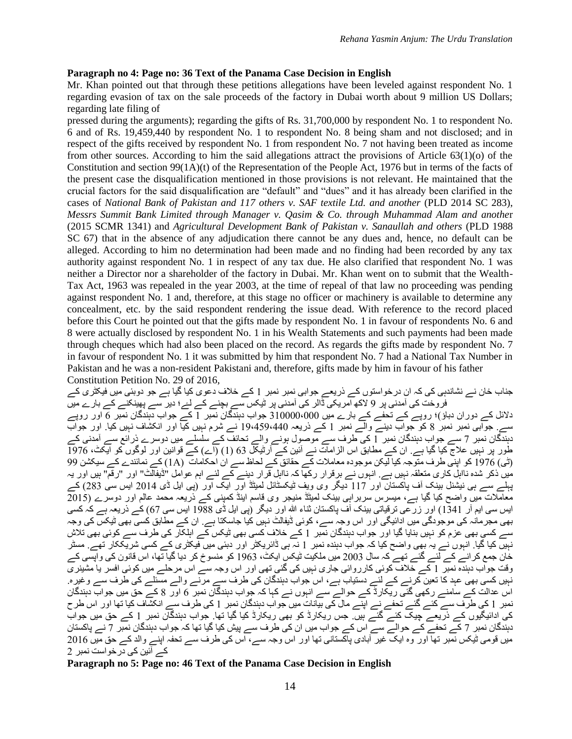**Paragraph no 4: Page no: 36 Text of the Panama Case Decision in English**

Mr. Khan pointed out that through these petitions allegations have been leveled against respondent No. 1 regarding evasion of tax on the sale proceeds of the factory in Dubai worth about 9 million US Dollars; regarding late filing of

pressed during the arguments); regarding the gifts of Rs. 31,700,000 by respondent No. 1 to respondent No. 6 and of Rs. 19,459,440 by respondent No. 1 to respondent No. 8 being sham and not disclosed; and in respect of the gifts received by respondent No. 1 from respondent No. 7 not having been treated as income from other sources. According to him the said allegations attract the provisions of Article 63(1)(o) of the Constitution and section 99(1A)(t) of the Representation of the People Act, 1976 but in terms of the facts of the present case the disqualification mentioned in those provisions is not relevant. He maintained that the crucial factors for the said disqualification are "default" and "dues" and it has already been clarified in the cases of *National Bank of Pakistan and 117 others v. SAF textile Ltd. and another* (PLD 2014 SC 283), *Messrs Summit Bank Limited through Manager v. Qasim & Co. through Muhammad Alam and another* (2015 SCMR 1341) and *Agricultural Development Bank of Pakistan v. Sanaullah and others* (PLD 1988 SC 67) that in the absence of any adjudication there cannot be any dues and, hence, no default can be alleged. According to him no determination had been made and no finding had been recorded by any tax authority against respondent No. 1 in respect of any tax due. He also clarified that respondent No. 1 was neither a Director nor a shareholder of the factory in Dubai. Mr. Khan went on to submit that the Wealth-Tax Act, 1963 was repealed in the year 2003, at the time of repeal of that law no proceeding was pending against respondent No. 1 and, therefore, at this stage no officer or machinery is available to determine any concealment, etc. by the said respondent rendering the issue dead. With reference to the record placed before this Court he pointed out that the gifts made by respondent No. 1 in favour of respondents No. 6 and 8 were actually disclosed by respondent No. 1 in his Wealth Statements and such payments had been made through cheques which had also been placed on the record. As regards the gifts made by respondent No. 7 in favour of respondent No. 1 it was submitted by him that respondent No. 7 had a National Tax Number in Pakistan and he was a non-resident Pakistani and, therefore, gifts made by him in favour of his father
Constitution Petition No. 29 of 2016,

جناب خان نے نشاندہی کی کہ ان درخواستوں کے ذریعے جوابی نمبر نمبر 1 کے خلاف دعوی کیا گیا ہے جو دوبئی میں فیکٹری کے فروخت کی آمدنی پر 9 لاکھ امریکی ڈالر کی آمدنی پر ٹیکس سے بچنے کے لئے؛ دیر سے پھینکنے کے بارے میں دلائل کے دوران دباؤ)؛ روپے کے تحفے کے بارے میں 310000،000 جواب دہندگان نمبر 1 کے جواب دہندگان نمبر 6 اور روپے سے. جوابی نمبر نمبر 8 کو جواب دینے والے نمبر 1 کے ذریعہ 19،459،440 نے شرم نہیں کیا اور انکشاف نہیں کیا. اور جواب دہندگان نمبر 7 سے جواب دہندگان نمبر 1 کی طرف سے موصول ہونے والے تحائف کے سلسلے میں دوسرے ذرائع سے آمدنی کے طور پر نہیں علاج کیا گیا ہے. ان کے مطابق اس الزامات نے آئین کے آرٹیکل 63 (1) (اے) کے قوانین اور لوگوں کو ایکٹ، 1976 (ٹی) 1976 کو اپنی طرف متوجہ کیا لیکن موجودہ معاملات کے حقائق کے لحاظ سے ان احکامات (1A) کے نمائندے کے سیکشن 99 میں ذکر شدہ نااہل کاری متعلقہ نہیں ہے. انہوں نے برقرار رکھا کہ نااہل قرار دینے کے لئے اہم عوامل "ڈیفالٹ" اور "رقم" ہیں اور یہ پہلے سے ہی نیشنل بینک آف پاکستان اور 117 دیگر وی ویف ٹیکسٹائل لمیٹڈ اور ایک اور (پی ایل ڈی 2014 ایس سی 283) کے معاملات میں واضح کیا گیا ہے، میسرس سربراہی بینک لمیٹڈ منیجر وی قاسم اینڈ کمپنی کے ذریعہ محمد عالم اور دوسرے (2015 ایس سی ایم آر 1341) اور زرعی ترقیاتی بینک آف پاکستان ثناء اللہ اور دیگر (پی ایل ڈی 1988 ایس سی 67) کے ذریعہ ہے کہ کسی بھی مجرمانہ کی موجودگی میں ادائیگی اور اس وجہ سے، کوئی ڈیفالٹ نہیں کیا جاسکتا ہے. ان کے مطابق کسی بھی ٹیکس کی وجہ سے کسی بھی عزم کو نہیں بنایا گیا اور جواب دہندگان نمبر 1 کے خلاف کسی بھی ٹیکس کے اہلکار کی طرف سے کوئی بھی تلاش نہیں کیا گیا. انہوں نے یہ بھی واضح کیا کہ جواب دہندہ نمبر 1 نہ ہی ڈائریکٹر اور دبئی میں فیکٹری کے کسی شریککار تھے. مسٹر خان جمع کرانے کے لئے گئے تھے کہ سال 2003 میں ملکیت ٹیکس ایکٹ، 1963 کو منسوخ کر دیا گیا تھا، اس قانون کی واپسی کے وقت جواب دہندہ نمبر 1 کے خلاف کوئی کارروائی جاری نہیں کی گئی تھی اور اس وجہ سے اس مرحلے میں کوئی افسر یا مشینری نہیں کسی بھی عہد کا تعین کرنے کے لئے دستیاب ہے، اس جواب دہندگان کی طرف سے مرنے والے مسئلے کی طرف سے وغیرہ. اس عدالت کے سامنے رکھی گئی ریکارڈ کے حوالے سے انہوں نے کہا کہ جواب دہندگان نمبر 6 اور 8 کے حق میں جواب دہندگان نمبر 1 کی طرف سے کئے گئے تحفے نے اپنے مال کی بیانات میں جواب دہندگان نمبر 1 کی طرف سے انکشاف کیا تھا اور اس طرح کی ادائیگیوں کے ذریعے چیک کئے گئے ہیں. جس ریکارڈ کو بھی ریکارڈ کیا گیا تھا. جواب دہندگان نمبر 1 کے حق میں جواب دہندگان نمبر 7 کے تحفے کے حوالے سے اس کے جواب میں ان کی طرف سے پیش کیا گیا تھا کہ جواب دہندگان نمبر 7 نے پاکستان میں قومی ٹیکس نمبر تھا اور وہ ایک غیر آبادی پاکستانی تھا اور اس وجہ سے، اس کی طرف سے تحفہ اپنے والد کے حق میں 2016 کے آئین کی درخواست نمبر 2

**Paragraph no 5: Page no: 46 Text of the Panama Case Decision in English**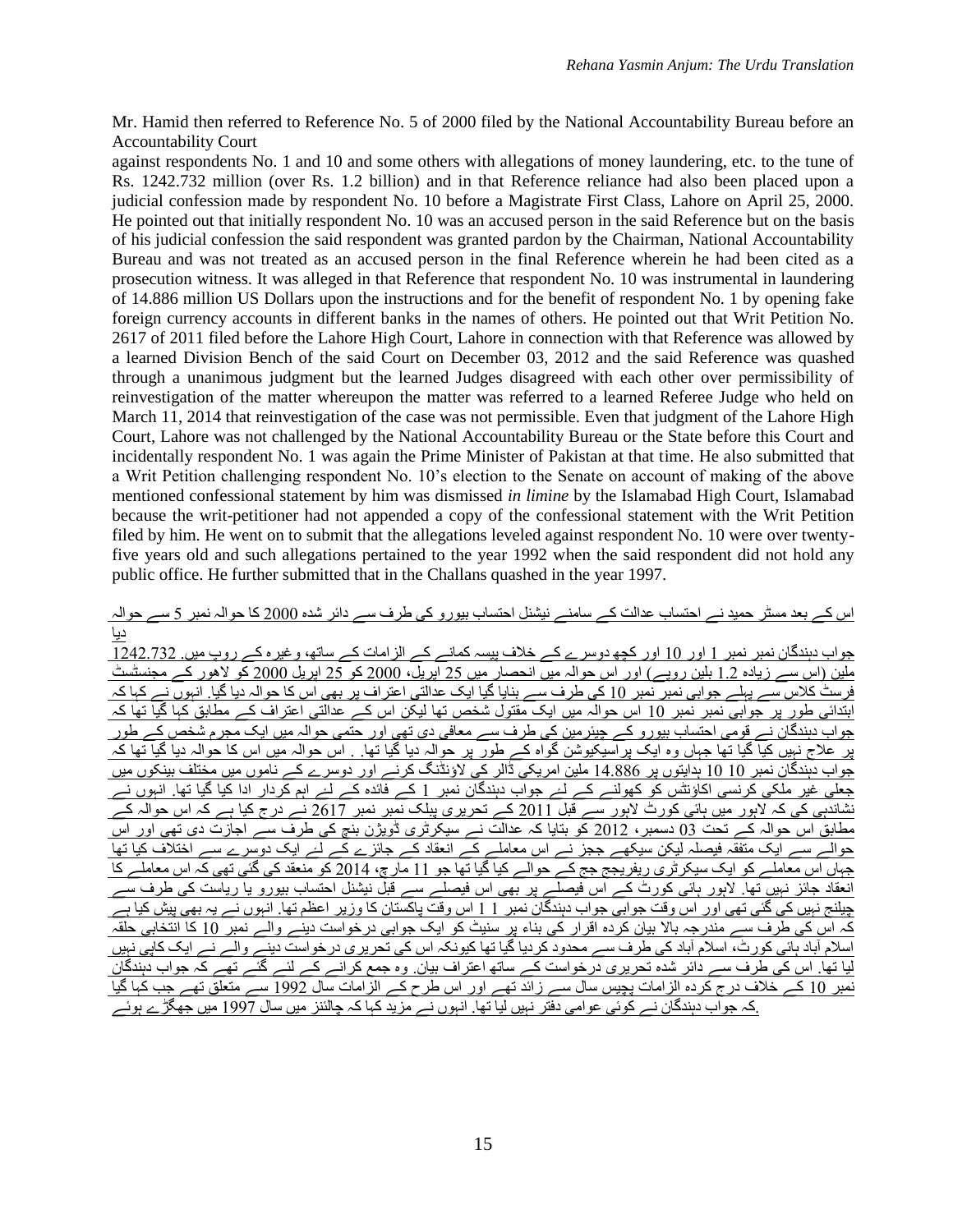Mr. Hamid then referred to Reference No. 5 of 2000 filed by the National Accountability Bureau before an Accountability Court

against respondents No. 1 and 10 and some others with allegations of money laundering, etc. to the tune of Rs. 1242.732 million (over Rs. 1.2 billion) and in that Reference reliance had also been placed upon a judicial confession made by respondent No. 10 before a Magistrate First Class, Lahore on April 25, 2000. He pointed out that initially respondent No. 10 was an accused person in the said Reference but on the basis of his judicial confession the said respondent was granted pardon by the Chairman, National Accountability Bureau and was not treated as an accused person in the final Reference wherein he had been cited as a prosecution witness. It was alleged in that Reference that respondent No. 10 was instrumental in laundering of 14.886 million US Dollars upon the instructions and for the benefit of respondent No. 1 by opening fake foreign currency accounts in different banks in the names of others. He pointed out that Writ Petition No. 2617 of 2011 filed before the Lahore High Court, Lahore in connection with that Reference was allowed by a learned Division Bench of the said Court on December 03, 2012 and the said Reference was quashed through a unanimous judgment but the learned Judges disagreed with each other over permissibility of reinvestigation of the matter whereupon the matter was referred to a learned Referee Judge who held on March 11, 2014 that reinvestigation of the case was not permissible. Even that judgment of the Lahore High Court, Lahore was not challenged by the National Accountability Bureau or the State before this Court and incidentally respondent No. 1 was again the Prime Minister of Pakistan at that time. He also submitted that a Writ Petition challenging respondent No. 10's election to the Senate on account of making of the above mentioned confessional statement by him was dismissed *in limine* by the Islamabad High Court, Islamabad because the writ-petitioner had not appended a copy of the confessional statement with the Writ Petition filed by him. He went on to submit that the allegations leveled against respondent No. 10 were over twenty-five years old and such allegations pertained to the year 1992 when the said respondent did not hold any public office. He further submitted that in the Challans quashed in the year 1997.

اس کے بعد مسٹر حمید نے احتساب عدالت کے سامنے نیشنل احتساب بیورو کی طرف سے دائر شدہ 2000 کا حوالہ نمبر 5 سے حوالہ دیا

جواب دہندگان نمبر نمبر 1 اور 10 اور کچھ دوسرے کے خلاف پیسہ کمانے کے الزامات کے ساتھ، وغیرہ کے روپ میں. 1242.732 ملین (اس سے زیادہ 1.2 بلین روپے) اور اس حوالہ میں انحصار میں 25 اپریل، 2000 کو 25 اپریل 2000 کو لاهور کے مجسٹسٹ فرسٹ کلاس سے پہلے جوابی نمبر نمبر 10 کی طرف سے بنایا گیا ایک عدالتی اعتراف پر بھی اس کا حوالہ دیا گیا. انہوں نے کہا کہ ابتدائی طور پر جوابی نمبر نمبر 10 اس حوالہ میں ایک مقتول شخص تھا لیکن اس کے عدالتی اعتراف کے مطابق کہا گیا تھا کہ جواب دہندگان نے قومی احتساب بیورو کے چیئرمین کی طرف سے معافی دی تھی اور حتمی حوالہ میں ایک مجرم شخص کے طور پر علاج نہیں کیا گیا تھا جہاں وہ ایک پراسیکیوشن گواہ کے طور پر حوالہ دیا گیا تھا. . اس حوالہ میں اس کا حوالہ دیا گیا تھا کہ جواب دہندگان نمبر 10 10 ہدایتوں پر 14.886 ملین امریکی ڈالر کی لاؤنڈنگ کرنے اور دوسرے کے ناموں میں مختلف بینکوں میں جعلی غیر ملکی کرنسی اکاؤنٹس کو کھولنے کے لئے جواب دہندگان نمبر 1 کے فائدہ کے لئے اہم کردار ادا کیا گیا تھا. انہوں نے نشاندہی کی کہ لاہور میں ہائی کورٹ لاہور سے قبل 2011 کے تحریری پیلک نمبر نمبر 2617 نے درج کیا ہے کہ اس حوالہ کے مطابق اس حوالہ کے تحت 03 دسمبر، 2012 کو بتایا کہ عدالت نے سیکرٹری ڈویژن بنچ کی طرف سے اجازت دی تھی اور اس حوالے سے ایک متفقہ فیصلہ لیکن سیکھے ججز نے اس معاملے کے انعقاد کے جائزے کے لئے ایک دوسرے سے اختلاف کیا تھا جہاں اس معاملے کو ایک سیکرٹری ریفریجج جج کے حوالے کیا گیا تھا جو 11 مارچ، 2014 کو منعقد کی گئی تھی کہ اس معاملے کا انعقاد جائز نہیں تھا. لاہور ہائی کورٹ کے اس فیصلے پر بھی اس فیصلے سے قبل نیشنل احتساب بیورو یا ریاست کی طرف سے چیلنج نہیں کی گئی تھی اور اس وقت جوابی جواب دہندگان نمبر 1 1 اس وقت پاکستان کا وزیر اعظم تھا. انہوں نے یہ بھی پیش کیا ہے کہ اس کی طرف سے مندرجہ بالا بیان کردہ اقرار کی بناء پر سنیٹ کو ایک جوابی درخواست دینے والے نمبر 10 کا انتخابی حلقہ اسلام آباد ہائی کورٹ، اسلام آباد کی طرف سے محدود کردیا گیا تھا کیونکہ اس کی تحریری درخواست دینے والے نے ایک کاپی نہیں لیا تھا. اس کی طرف سے دائر شدہ تحریری درخواست کے ساتھ اعتراف بیان. وہ جمع کرانے کے لئے گئے تھے کہ جواب دہندگان نمبر 10 کے خلاف درج کردہ الزامات پچیس سال سے زائد تھے اور اس طرح کے الزامات سال 1992 سے متعلق تھے جب کہا گیا کہ جواب دہندگان نے کوئی عوامی دفتر نہیں لیا تھا. انہوں نے مزید کہا کہ چالننز میں سال 1997 میں جھگڑے ہوئے.